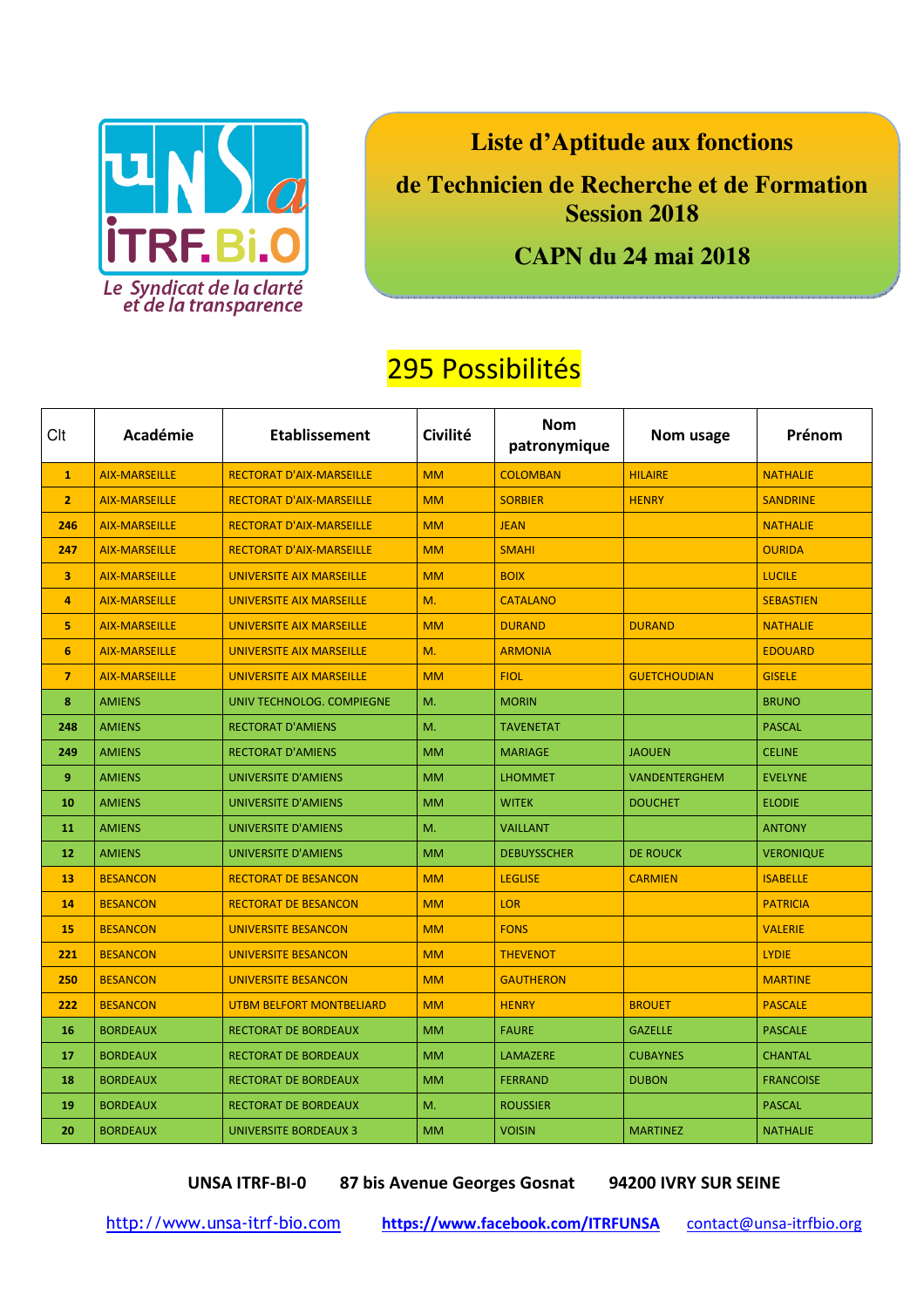UNSA ITRF.Bi.O

Le Syndicat de la clarté et de la transparence

# Liste d'Aptitude aux fonctions

## de Technicien de Recherche et de Formation Session 2018

## CAPN du 24 mai 2018

### 295 Possibilités

| Clt | Académie | Etablissement | Civilité | Nom patronymique | Nom usage | Prénom |
|---|---|---|---|---|---|---|
| 1 | AIX-MARSEILLE | RECTORAT D'AIX-MARSEILLE | MM | COLOMBAN | HILAIRE | NATHALIE |
| 2 | AIX-MARSEILLE | RECTORAT D'AIX-MARSEILLE | MM | SORBIER | HENRY | SANDRINE |
| 246 | AIX-MARSEILLE | RECTORAT D'AIX-MARSEILLE | MM | JEAN | | NATHALIE |
| 247 | AIX-MARSEILLE | RECTORAT D'AIX-MARSEILLE | MM | SMAHI | | OURIDA |
| 3 | AIX-MARSEILLE | UNIVERSITE AIX MARSEILLE | MM | BOIX | | LUCILE |
| 4 | AIX-MARSEILLE | UNIVERSITE AIX MARSEILLE | M. | CATALANO | | SEBASTIEN |
| 5 | AIX-MARSEILLE | UNIVERSITE AIX MARSEILLE | MM | DURAND | DURAND | NATHALIE |
| 6 | AIX-MARSEILLE | UNIVERSITE AIX MARSEILLE | M. | ARMONIA | | EDOUARD |
| 7 | AIX-MARSEILLE | UNIVERSITE AIX MARSEILLE | MM | FIOL | GUETCHOUDIAN | GISELE |
| 8 | AMIENS | UNIV TECHNOLOG. COMPIEGNE | M. | MORIN | | BRUNO |
| 248 | AMIENS | RECTORAT D'AMIENS | M. | TAVENETAT | | PASCAL |
| 249 | AMIENS | RECTORAT D'AMIENS | MM | MARIAGE | JAOUEN | CELINE |
| 9 | AMIENS | UNIVERSITE D'AMIENS | MM | LHOMMET | VANDENTERGHEM | EVELYNE |
| 10 | AMIENS | UNIVERSITE D'AMIENS | MM | WITEK | DOUCHET | ELODIE |
| 11 | AMIENS | UNIVERSITE D'AMIENS | M. | VAILLANT | | ANTONY |
| 12 | AMIENS | UNIVERSITE D'AMIENS | MM | DEBUYSSCHER | DE ROUCK | VERONIQUE |
| 13 | BESANCON | RECTORAT DE BESANCON | MM | LEGLISE | CARMIEN | ISABELLE |
| 14 | BESANCON | RECTORAT DE BESANCON | MM | LOR | | PATRICIA |
| 15 | BESANCON | UNIVERSITE BESANCON | MM | FONS | | VALERIE |
| 221 | BESANCON | UNIVERSITE BESANCON | MM | THEVENOT | | LYDIE |
| 250 | BESANCON | UNIVERSITE BESANCON | MM | GAUTHERON | | MARTINE |
| 222 | BESANCON | UTBM BELFORT MONTBELIARD | MM | HENRY | BROUET | PASCALE |
| 16 | BORDEAUX | RECTORAT DE BORDEAUX | MM | FAURE | GAZELLE | PASCALE |
| 17 | BORDEAUX | RECTORAT DE BORDEAUX | MM | LAMAZERE | CUBAYNES | CHANTAL |
| 18 | BORDEAUX | RECTORAT DE BORDEAUX | MM | FERRAND | DUBON | FRANCOISE |
| 19 | BORDEAUX | RECTORAT DE BORDEAUX | M. | ROUSSIER | | PASCAL |
| 20 | BORDEAUX | UNIVERSITE BORDEAUX 3 | MM | VOISIN | MARTINEZ | NATHALIE |

**UNSA ITRF-BI-0 87 bis Avenue Georges Gosnat 94200 IVRY SUR SEINE**

http://www.unsa-itrf-bio.com **https://www.facebook.com/ITRFUNSA** contact@unsa-itrfbio.org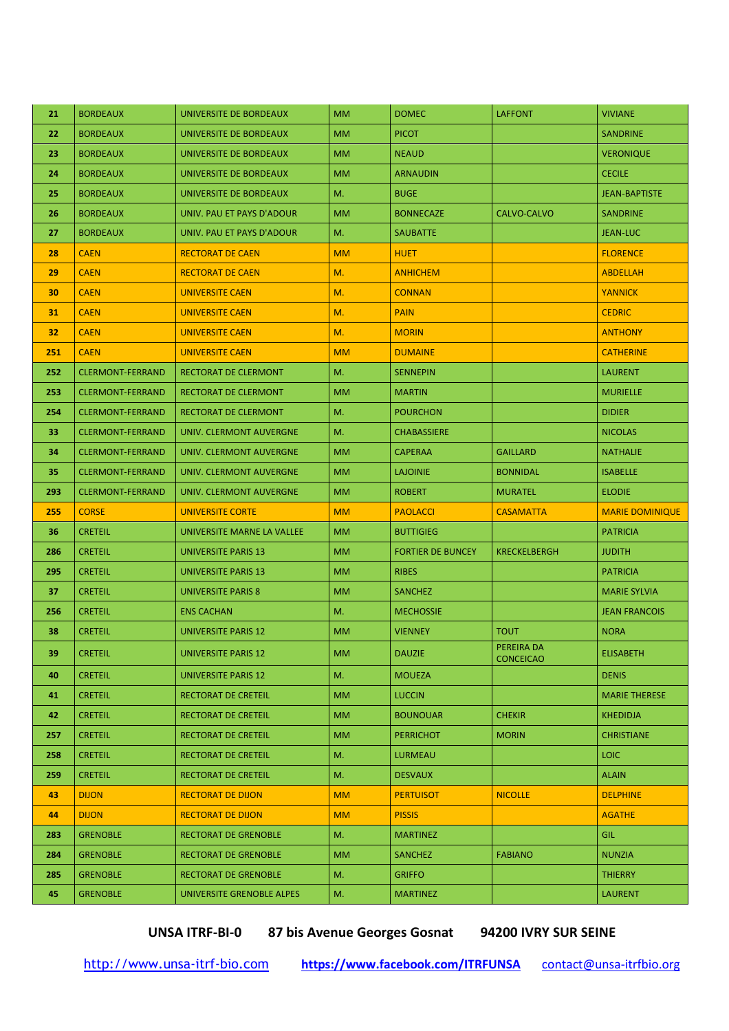| 21 | BORDEAUX | UNIVERSITE DE BORDEAUX | MM | DOMEC | LAFFONT | VIVIANE |
|---|---|---|---|---|---|---|
| 22 | BORDEAUX | UNIVERSITE DE BORDEAUX | MM | PICOT | | SANDRINE |
| 23 | BORDEAUX | UNIVERSITE DE BORDEAUX | MM | NEAUD | | VERONIQUE |
| 24 | BORDEAUX | UNIVERSITE DE BORDEAUX | MM | ARNAUDIN | | CECILE |
| 25 | BORDEAUX | UNIVERSITE DE BORDEAUX | M. | BUGE | | JEAN-BAPTISTE |
| 26 | BORDEAUX | UNIV. PAU ET PAYS D'ADOUR | MM | BONNECAZE | CALVO-CALVO | SANDRINE |
| 27 | BORDEAUX | UNIV. PAU ET PAYS D'ADOUR | M. | SAUBATTE | | JEAN-LUC |
| 28 | CAEN | RECTORAT DE CAEN | MM | HUET | | FLORENCE |
| 29 | CAEN | RECTORAT DE CAEN | M. | ANHICHEM | | ABDELLAH |
| 30 | CAEN | UNIVERSITE CAEN | M. | CONNAN | | YANNICK |
| 31 | CAEN | UNIVERSITE CAEN | M. | PAIN | | CEDRIC |
| 32 | CAEN | UNIVERSITE CAEN | M. | MORIN | | ANTHONY |
| 251 | CAEN | UNIVERSITE CAEN | MM | DUMAINE | | CATHERINE |
| 252 | CLERMONT-FERRAND | RECTORAT DE CLERMONT | M. | SENNEPIN | | LAURENT |
| 253 | CLERMONT-FERRAND | RECTORAT DE CLERMONT | MM | MARTIN | | MURIELLE |
| 254 | CLERMONT-FERRAND | RECTORAT DE CLERMONT | M. | POURCHON | | DIDIER |
| 33 | CLERMONT-FERRAND | UNIV. CLERMONT AUVERGNE | M. | CHABASSIERE | | NICOLAS |
| 34 | CLERMONT-FERRAND | UNIV. CLERMONT AUVERGNE | MM | CAPERAA | GAILLARD | NATHALIE |
| 35 | CLERMONT-FERRAND | UNIV. CLERMONT AUVERGNE | MM | LAJOINIE | BONNIDAL | ISABELLE |
| 293 | CLERMONT-FERRAND | UNIV. CLERMONT AUVERGNE | MM | ROBERT | MURATEL | ELODIE |
| 255 | CORSE | UNIVERSITE CORTE | MM | PAOLACCI | CASAMATTA | MARIE DOMINIQUE |
| 36 | CRETEIL | UNIVERSITE MARNE LA VALLEE | MM | BUTTIGIEG | | PATRICIA |
| 286 | CRETEIL | UNIVERSITE PARIS 13 | MM | FORTIER DE BUNCEY | KRECKELBERGH | JUDITH |
| 295 | CRETEIL | UNIVERSITE PARIS 13 | MM | RIBES | | PATRICIA |
| 37 | CRETEIL | UNIVERSITE PARIS 8 | MM | SANCHEZ | | MARIE SYLVIA |
| 256 | CRETEIL | ENS CACHAN | M. | MECHOSSIE | | JEAN FRANCOIS |
| 38 | CRETEIL | UNIVERSITE PARIS 12 | MM | VIENNEY | TOUT | NORA |
| 39 | CRETEIL | UNIVERSITE PARIS 12 | MM | DAUZIE | PEREIRA DA CONCEICAO | ELISABETH |
| 40 | CRETEIL | UNIVERSITE PARIS 12 | M. | MOUEZA | | DENIS |
| 41 | CRETEIL | RECTORAT DE CRETEIL | MM | LUCCIN | | MARIE THERESE |
| 42 | CRETEIL | RECTORAT DE CRETEIL | MM | BOUNOUAR | CHEKIR | KHEDIDJA |
| 257 | CRETEIL | RECTORAT DE CRETEIL | MM | PERRICHOT | MORIN | CHRISTIANE |
| 258 | CRETEIL | RECTORAT DE CRETEIL | M. | LURMEAU | | LOIC |
| 259 | CRETEIL | RECTORAT DE CRETEIL | M. | DESVAUX | | ALAIN |
| 43 | DIJON | RECTORAT DE DIJON | MM | PERTUISOT | NICOLLE | DELPHINE |
| 44 | DIJON | RECTORAT DE DIJON | MM | PISSIS | | AGATHE |
| 283 | GRENOBLE | RECTORAT DE GRENOBLE | M. | MARTINEZ | | GIL |
| 284 | GRENOBLE | RECTORAT DE GRENOBLE | MM | SANCHEZ | FABIANO | NUNZIA |
| 285 | GRENOBLE | RECTORAT DE GRENOBLE | M. | GRIFFO | | THIERRY |
| 45 | GRENOBLE | UNIVERSITE GRENOBLE ALPES | M. | MARTINEZ | | LAURENT |

**UNSA ITRF-BI-0 87 bis Avenue Georges Gosnat 94200 IVRY SUR SEINE**

http://www.unsa-itrf-bio.com **https://www.facebook.com/ITRFUNSA** contact@unsa-itrfbio.org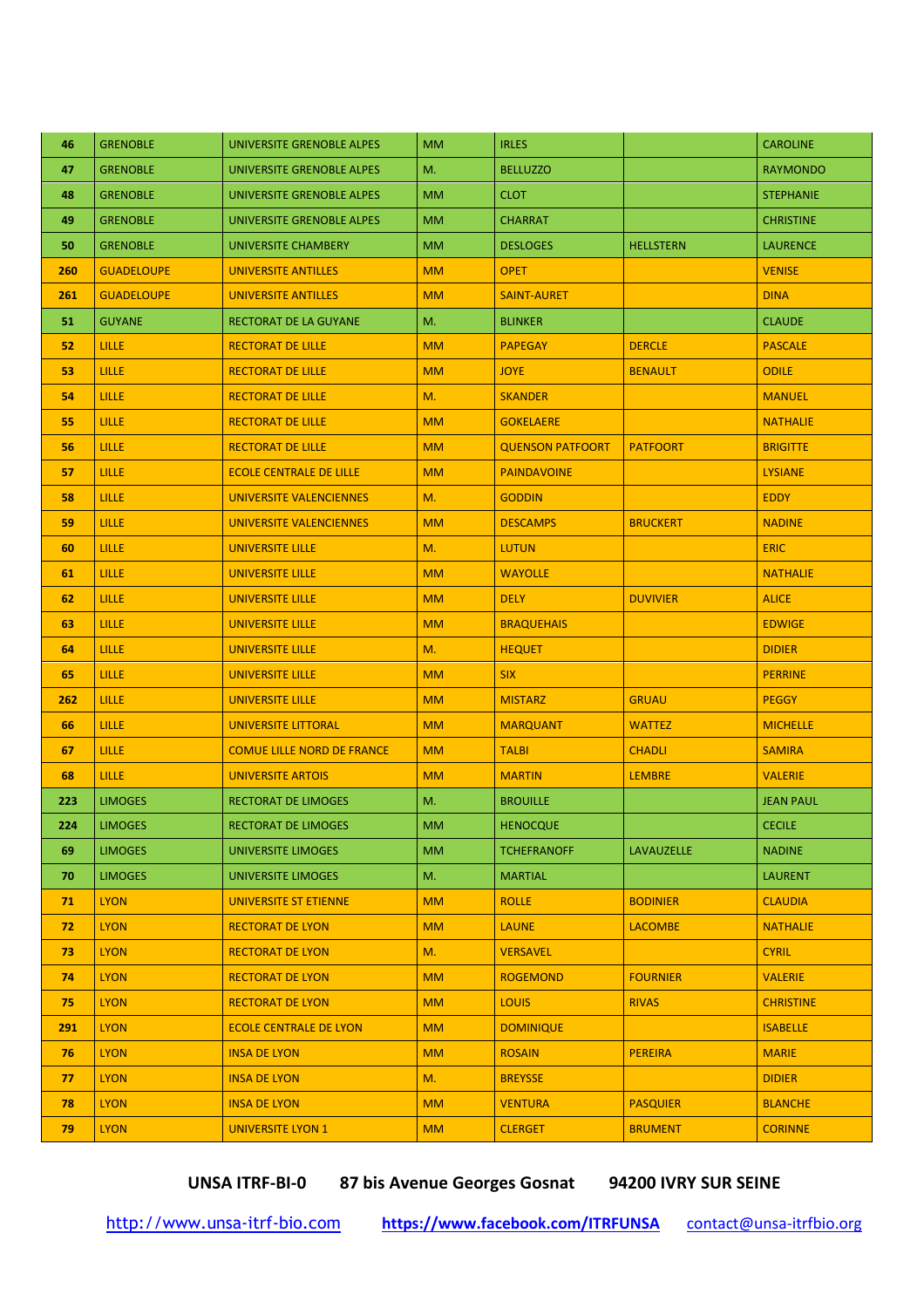| 46 | GRENOBLE | UNIVERSITE GRENOBLE ALPES | MM | IRLES | | CAROLINE |
|---|---|---|---|---|---|---|
| 47 | GRENOBLE | UNIVERSITE GRENOBLE ALPES | M. | BELLUZZO | | RAYMONDO |
| 48 | GRENOBLE | UNIVERSITE GRENOBLE ALPES | MM | CLOT | | STEPHANIE |
| 49 | GRENOBLE | UNIVERSITE GRENOBLE ALPES | MM | CHARRAT | | CHRISTINE |
| 50 | GRENOBLE | UNIVERSITE CHAMBERY | MM | DESLOGES | HELLSTERN | LAURENCE |
| 260 | GUADELOUPE | UNIVERSITE ANTILLES | MM | OPET | | VENISE |
| 261 | GUADELOUPE | UNIVERSITE ANTILLES | MM | SAINT-AURET | | DINA |
| 51 | GUYANE | RECTORAT DE LA GUYANE | M. | BLINKER | | CLAUDE |
| 52 | LILLE | RECTORAT DE LILLE | MM | PAPEGAY | DERCLE | PASCALE |
| 53 | LILLE | RECTORAT DE LILLE | MM | JOYE | BENAULT | ODILE |
| 54 | LILLE | RECTORAT DE LILLE | M. | SKANDER | | MANUEL |
| 55 | LILLE | RECTORAT DE LILLE | MM | GOKELAERE | | NATHALIE |
| 56 | LILLE | RECTORAT DE LILLE | MM | QUENSON PATFOORT | PATFOORT | BRIGITTE |
| 57 | LILLE | ECOLE CENTRALE DE LILLE | MM | PAINDAVOINE | | LYSIANE |
| 58 | LILLE | UNIVERSITE VALENCIENNES | M. | GODDIN | | EDDY |
| 59 | LILLE | UNIVERSITE VALENCIENNES | MM | DESCAMPS | BRUCKERT | NADINE |
| 60 | LILLE | UNIVERSITE LILLE | M. | LUTUN | | ERIC |
| 61 | LILLE | UNIVERSITE LILLE | MM | WAYOLLE | | NATHALIE |
| 62 | LILLE | UNIVERSITE LILLE | MM | DELY | DUVIVIER | ALICE |
| 63 | LILLE | UNIVERSITE LILLE | MM | BRAQUEHAIS | | EDWIGE |
| 64 | LILLE | UNIVERSITE LILLE | M. | HEQUET | | DIDIER |
| 65 | LILLE | UNIVERSITE LILLE | MM | SIX | | PERRINE |
| 262 | LILLE | UNIVERSITE LILLE | MM | MISTARZ | GRUAU | PEGGY |
| 66 | LILLE | UNIVERSITE LITTORAL | MM | MARQUANT | WATTEZ | MICHELLE |
| 67 | LILLE | COMUE LILLE NORD DE FRANCE | MM | TALBI | CHADLI | SAMIRA |
| 68 | LILLE | UNIVERSITE ARTOIS | MM | MARTIN | LEMBRE | VALERIE |
| 223 | LIMOGES | RECTORAT DE LIMOGES | M. | BROUILLE | | JEAN PAUL |
| 224 | LIMOGES | RECTORAT DE LIMOGES | MM | HENOCQUE | | CECILE |
| 69 | LIMOGES | UNIVERSITE LIMOGES | MM | TCHEFRANOFF | LAVAUZELLE | NADINE |
| 70 | LIMOGES | UNIVERSITE LIMOGES | M. | MARTIAL | | LAURENT |
| 71 | LYON | UNIVERSITE ST ETIENNE | MM | ROLLE | BODINIER | CLAUDIA |
| 72 | LYON | RECTORAT DE LYON | MM | LAUNE | LACOMBE | NATHALIE |
| 73 | LYON | RECTORAT DE LYON | M. | VERSAVEL | | CYRIL |
| 74 | LYON | RECTORAT DE LYON | MM | ROGEMOND | FOURNIER | VALERIE |
| 75 | LYON | RECTORAT DE LYON | MM | LOUIS | RIVAS | CHRISTINE |
| 291 | LYON | ECOLE CENTRALE DE LYON | MM | DOMINIQUE | | ISABELLE |
| 76 | LYON | INSA DE LYON | MM | ROSAIN | PEREIRA | MARIE |
| 77 | LYON | INSA DE LYON | M. | BREYSSE | | DIDIER |
| 78 | LYON | INSA DE LYON | MM | VENTURA | PASQUIER | BLANCHE |
| 79 | LYON | UNIVERSITE LYON 1 | MM | CLERGET | BRUMENT | CORINNE |

**UNSA ITRF-BI-0 87 bis Avenue Georges Gosnat 94200 IVRY SUR SEINE**

http://www.unsa-itrf-bio.com **https://www.facebook.com/ITRFUNSA** contact@unsa-itrfbio.org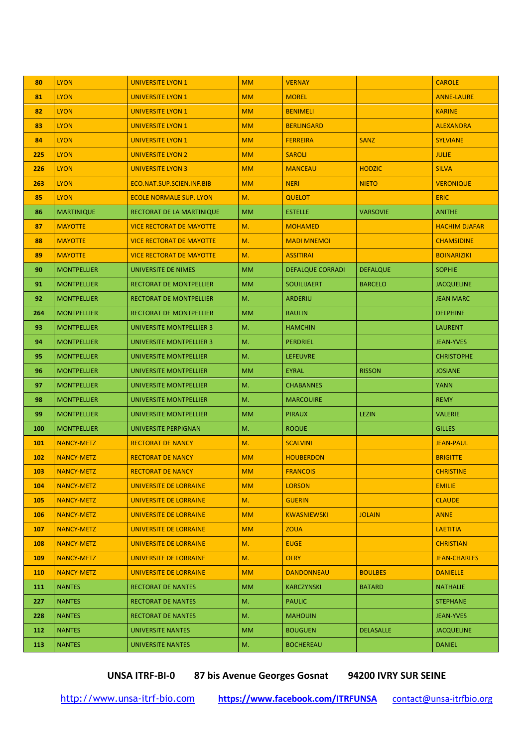| 80 | LYON | UNIVERSITE LYON 1 | MM | VERNAY | | CAROLE |
|---|---|---|---|---|---|---|
| 81 | LYON | UNIVERSITE LYON 1 | MM | MOREL | | ANNE-LAURE |
| 82 | LYON | UNIVERSITE LYON 1 | MM | BENIMELI | | KARINE |
| 83 | LYON | UNIVERSITE LYON 1 | MM | BERLINGARD | | ALEXANDRA |
| 84 | LYON | UNIVERSITE LYON 1 | MM | FERREIRA | SANZ | SYLVIANE |
| 225 | LYON | UNIVERSITE LYON 2 | MM | SAROLI | | JULIE |
| 226 | LYON | UNIVERSITE LYON 3 | MM | MANCEAU | HODZIC | SILVA |
| 263 | LYON | ECO.NAT.SUP.SCIEN.INF.BIB | MM | NERI | NIETO | VERONIQUE |
| 85 | LYON | ECOLE NORMALE SUP. LYON | M. | QUELOT | | ERIC |
| 86 | MARTINIQUE | RECTORAT DE LA MARTINIQUE | MM | ESTELLE | VARSOVIE | ANITHE |
| 87 | MAYOTTE | VICE RECTORAT DE MAYOTTE | M. | MOHAMED | | HACHIM DJAFAR |
| 88 | MAYOTTE | VICE RECTORAT DE MAYOTTE | M. | MADI MNEMOI | | CHAMSIDINE |
| 89 | MAYOTTE | VICE RECTORAT DE MAYOTTE | M. | ASSITIRAI | | BOINARIZIKI |
| 90 | MONTPELLIER | UNIVERSITE DE NIMES | MM | DEFALQUE CORRADI | DEFALQUE | SOPHIE |
| 91 | MONTPELLIER | RECTORAT DE MONTPELLIER | MM | SOUILIJAERT | BARCELO | JACQUELINE |
| 92 | MONTPELLIER | RECTORAT DE MONTPELLIER | M. | ARDERIU | | JEAN MARC |
| 264 | MONTPELLIER | RECTORAT DE MONTPELLIER | MM | RAULIN | | DELPHINE |
| 93 | MONTPELLIER | UNIVERSITE MONTPELLIER 3 | M. | HAMCHIN | | LAURENT |
| 94 | MONTPELLIER | UNIVERSITE MONTPELLIER 3 | M. | PERDRIEL | | JEAN-YVES |
| 95 | MONTPELLIER | UNIVERSITE MONTPELLIER | M. | LEFEUVRE | | CHRISTOPHE |
| 96 | MONTPELLIER | UNIVERSITE MONTPELLIER | MM | EYRAL | RISSON | JOSIANE |
| 97 | MONTPELLIER | UNIVERSITE MONTPELLIER | M. | CHABANNES | | YANN |
| 98 | MONTPELLIER | UNIVERSITE MONTPELLIER | M. | MARCOUIRE | | REMY |
| 99 | MONTPELLIER | UNIVERSITE MONTPELLIER | MM | PIRAUX | LEZIN | VALERIE |
| 100 | MONTPELLIER | UNIVERSITE PERPIGNAN | M. | ROQUE | | GILLES |
| 101 | NANCY-METZ | RECTORAT DE NANCY | M. | SCALVINI | | JEAN-PAUL |
| 102 | NANCY-METZ | RECTORAT DE NANCY | MM | HOUBERDON | | BRIGITTE |
| 103 | NANCY-METZ | RECTORAT DE NANCY | MM | FRANCOIS | | CHRISTINE |
| 104 | NANCY-METZ | UNIVERSITE DE LORRAINE | MM | LORSON | | EMILIE |
| 105 | NANCY-METZ | UNIVERSITE DE LORRAINE | M. | GUERIN | | CLAUDE |
| 106 | NANCY-METZ | UNIVERSITE DE LORRAINE | MM | KWASNIEWSKI | JOLAIN | ANNE |
| 107 | NANCY-METZ | UNIVERSITE DE LORRAINE | MM | ZOUA | | LAETITIA |
| 108 | NANCY-METZ | UNIVERSITE DE LORRAINE | M. | EUGE | | CHRISTIAN |
| 109 | NANCY-METZ | UNIVERSITE DE LORRAINE | M. | OLRY | | JEAN-CHARLES |
| 110 | NANCY-METZ | UNIVERSITE DE LORRAINE | MM | DANDONNEAU | BOULBES | DANIELLE |
| 111 | NANTES | RECTORAT DE NANTES | MM | KARCZYNSKI | BATARD | NATHALIE |
| 227 | NANTES | RECTORAT DE NANTES | M. | PAULIC | | STEPHANE |
| 228 | NANTES | RECTORAT DE NANTES | M. | MAHOUIN | | JEAN-YVES |
| 112 | NANTES | UNIVERSITE NANTES | MM | BOUGUEN | DELASALLE | JACQUELINE |
| 113 | NANTES | UNIVERSITE NANTES | M. | BOCHEREAU | | DANIEL |

**UNSA ITRF-BI-O 87 bis Avenue Georges Gosnat 94200 IVRY SUR SEINE**

http://www.unsa-itrf-bio.com **https://www.facebook.com/ITRFUNSA** contact@unsa-itrfbio.org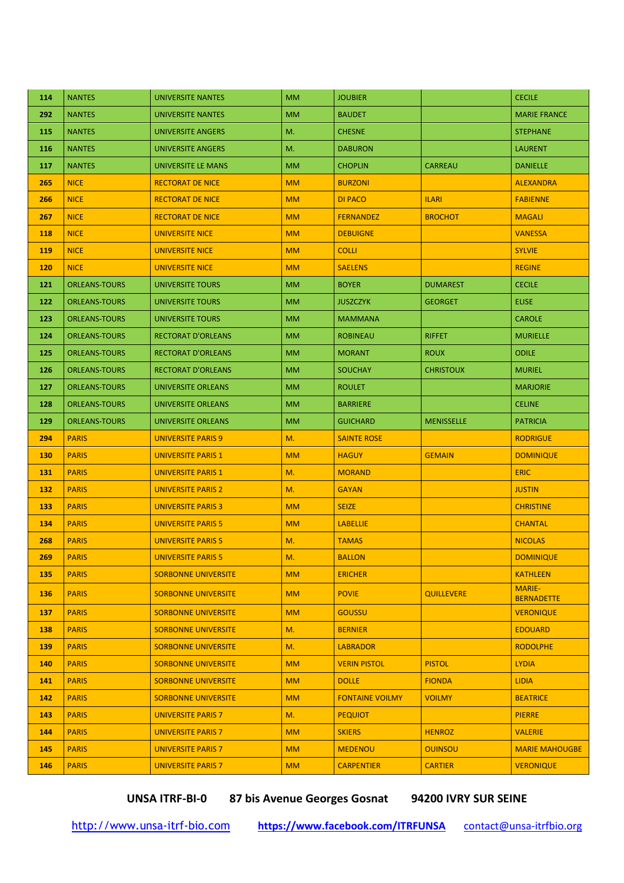| 114 | NANTES | UNIVERSITE NANTES | MM | JOUBIER | | CECILE |
|---|---|---|---|---|---|---|
| 292 | NANTES | UNIVERSITE NANTES | MM | BAUDET | | MARIE FRANCE |
| 115 | NANTES | UNIVERSITE ANGERS | M. | CHESNE | | STEPHANE |
| 116 | NANTES | UNIVERSITE ANGERS | M. | DABURON | | LAURENT |
| 117 | NANTES | UNIVERSITE LE MANS | MM | CHOPLIN | CARREAU | DANIELLE |
| 265 | NICE | RECTORAT DE NICE | MM | BURZONI | | ALEXANDRA |
| 266 | NICE | RECTORAT DE NICE | MM | DI PACO | ILARI | FABIENNE |
| 267 | NICE | RECTORAT DE NICE | MM | FERNANDEZ | BROCHOT | MAGALI |
| 118 | NICE | UNIVERSITE NICE | MM | DEBUIGNE | | VANESSA |
| 119 | NICE | UNIVERSITE NICE | MM | COLLI | | SYLVIE |
| 120 | NICE | UNIVERSITE NICE | MM | SAELENS | | REGINE |
| 121 | ORLEANS-TOURS | UNIVERSITE TOURS | MM | BOYER | DUMAREST | CECILE |
| 122 | ORLEANS-TOURS | UNIVERSITE TOURS | MM | JUSZCZYK | GEORGET | ELISE |
| 123 | ORLEANS-TOURS | UNIVERSITE TOURS | MM | MAMMANA | | CAROLE |
| 124 | ORLEANS-TOURS | RECTORAT D'ORLEANS | MM | ROBINEAU | RIFFET | MURIELLE |
| 125 | ORLEANS-TOURS | RECTORAT D'ORLEANS | MM | MORANT | ROUX | ODILE |
| 126 | ORLEANS-TOURS | RECTORAT D'ORLEANS | MM | SOUCHAY | CHRISTOUX | MURIEL |
| 127 | ORLEANS-TOURS | UNIVERSITE ORLEANS | MM | ROULET | | MARJORIE |
| 128 | ORLEANS-TOURS | UNIVERSITE ORLEANS | MM | BARRIERE | | CELINE |
| 129 | ORLEANS-TOURS | UNIVERSITE ORLEANS | MM | GUICHARD | MENISSELLE | PATRICIA |
| 294 | PARIS | UNIVERSITE PARIS 9 | M. | SAINTE ROSE | | RODRIGUE |
| 130 | PARIS | UNIVERSITE PARIS 1 | MM | HAGUY | GEMAIN | DOMINIQUE |
| 131 | PARIS | UNIVERSITE PARIS 1 | M. | MORAND | | ERIC |
| 132 | PARIS | UNIVERSITE PARIS 2 | M. | GAYAN | | JUSTIN |
| 133 | PARIS | UNIVERSITE PARIS 3 | MM | SEIZE | | CHRISTINE |
| 134 | PARIS | UNIVERSITE PARIS 5 | MM | LABELLIE | | CHANTAL |
| 268 | PARIS | UNIVERSITE PARIS 5 | M. | TAMAS | | NICOLAS |
| 269 | PARIS | UNIVERSITE PARIS 5 | M. | BALLON | | DOMINIQUE |
| 135 | PARIS | SORBONNE UNIVERSITE | MM | ERICHER | | KATHLEEN |
| 136 | PARIS | SORBONNE UNIVERSITE | MM | POVIE | QUILLEVERE | MARIE-BERNADETTE |
| 137 | PARIS | SORBONNE UNIVERSITE | MM | GOUSSU | | VERONIQUE |
| 138 | PARIS | SORBONNE UNIVERSITE | M. | BERNIER | | EDOUARD |
| 139 | PARIS | SORBONNE UNIVERSITE | M. | LABRADOR | | RODOLPHE |
| 140 | PARIS | SORBONNE UNIVERSITE | MM | VERIN PISTOL | PISTOL | LYDIA |
| 141 | PARIS | SORBONNE UNIVERSITE | MM | DOLLE | FIONDA | LIDIA |
| 142 | PARIS | SORBONNE UNIVERSITE | MM | FONTAINE VOILMY | VOILMY | BEATRICE |
| 143 | PARIS | UNIVERSITE PARIS 7 | M. | PEQUIOT | | PIERRE |
| 144 | PARIS | UNIVERSITE PARIS 7 | MM | SKIERS | HENROZ | VALERIE |
| 145 | PARIS | UNIVERSITE PARIS 7 | MM | MEDENOU | OUINSOU | MARIE MAHOUGBE |
| 146 | PARIS | UNIVERSITE PARIS 7 | MM | CARPENTIER | CARTIER | VERONIQUE |

**UNSA ITRF-BI-0 87 bis Avenue Georges Gosnat 94200 IVRY SUR SEINE**

http://www.unsa-itrf-bio.com **https://www.facebook.com/ITRFUNSA** contact@unsa-itrfbio.org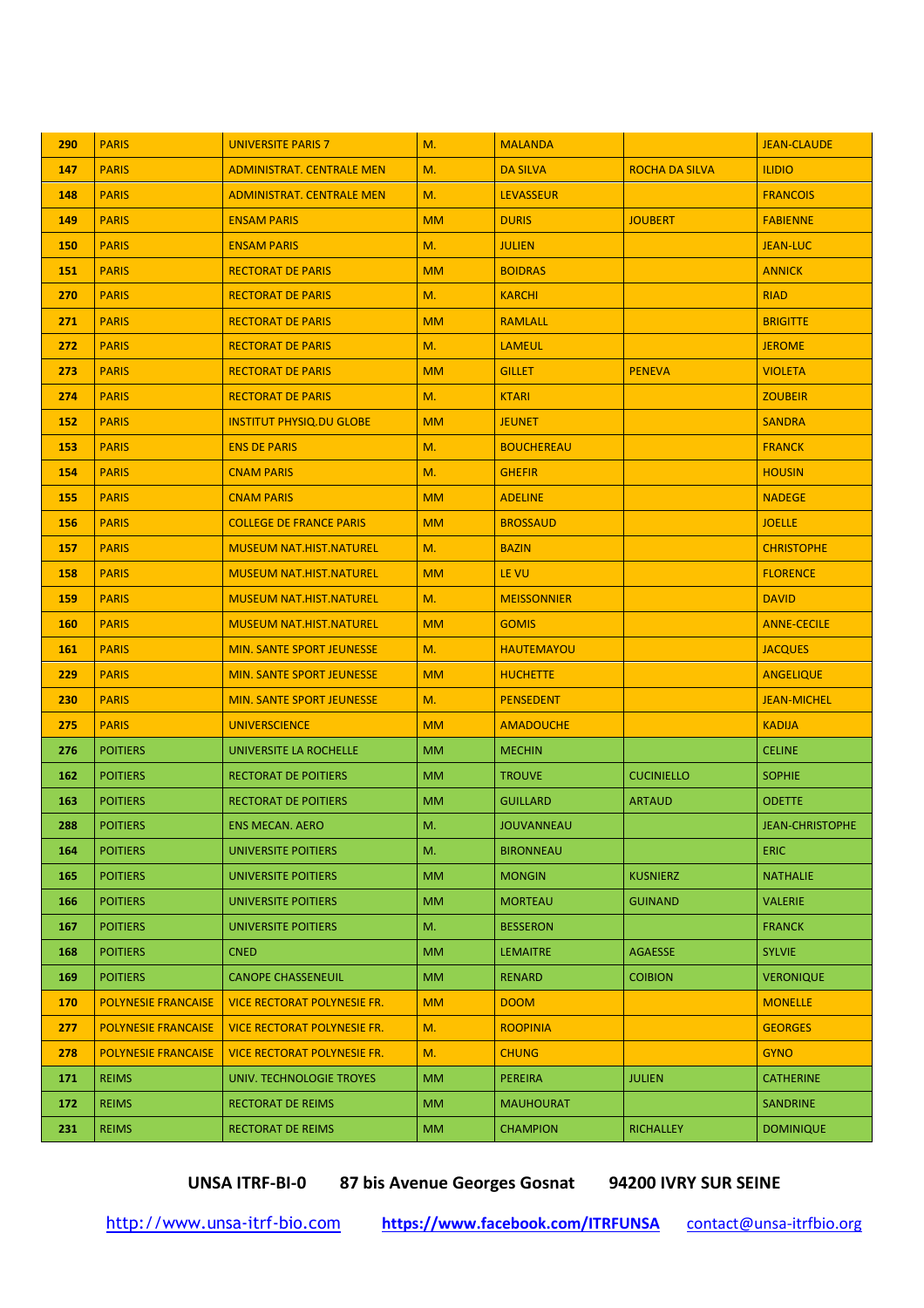| 290 | PARIS | UNIVERSITE PARIS 7 | M. | MALANDA | | JEAN-CLAUDE |
|---|---|---|---|---|---|---|
| 147 | PARIS | ADMINISTRAT. CENTRALE MEN | M. | DA SILVA | ROCHA DA SILVA | ILIDIO |
| 148 | PARIS | ADMINISTRAT. CENTRALE MEN | M. | LEVASSEUR | | FRANCOIS |
| 149 | PARIS | ENSAM PARIS | MM | DURIS | JOUBERT | FABIENNE |
| 150 | PARIS | ENSAM PARIS | M. | JULIEN | | JEAN-LUC |
| 151 | PARIS | RECTORAT DE PARIS | MM | BOIDRAS | | ANNICK |
| 270 | PARIS | RECTORAT DE PARIS | M. | KARCHI | | RIAD |
| 271 | PARIS | RECTORAT DE PARIS | MM | RAMLALL | | BRIGITTE |
| 272 | PARIS | RECTORAT DE PARIS | M. | LAMEUL | | JEROME |
| 273 | PARIS | RECTORAT DE PARIS | MM | GILLET | PENEVA | VIOLETA |
| 274 | PARIS | RECTORAT DE PARIS | M. | KTARI | | ZOUBEIR |
| 152 | PARIS | INSTITUT PHYSIQ.DU GLOBE | MM | JEUNET | | SANDRA |
| 153 | PARIS | ENS DE PARIS | M. | BOUCHEREAU | | FRANCK |
| 154 | PARIS | CNAM PARIS | M. | GHEFIR | | HOUSIN |
| 155 | PARIS | CNAM PARIS | MM | ADELINE | | NADEGE |
| 156 | PARIS | COLLEGE DE FRANCE PARIS | MM | BROSSAUD | | JOELLE |
| 157 | PARIS | MUSEUM NAT.HIST.NATUREL | M. | BAZIN | | CHRISTOPHE |
| 158 | PARIS | MUSEUM NAT.HIST.NATUREL | MM | LE VU | | FLORENCE |
| 159 | PARIS | MUSEUM NAT.HIST.NATUREL | M. | MEISSONNIER | | DAVID |
| 160 | PARIS | MUSEUM NAT.HIST.NATUREL | MM | GOMIS | | ANNE-CECILE |
| 161 | PARIS | MIN. SANTE SPORT JEUNESSE | M. | HAUTEMAYOU | | JACQUES |
| 229 | PARIS | MIN. SANTE SPORT JEUNESSE | MM | HUCHETTE | | ANGELIQUE |
| 230 | PARIS | MIN. SANTE SPORT JEUNESSE | M. | PENSEDENT | | JEAN-MICHEL |
| 275 | PARIS | UNIVERSCIENCE | MM | AMADOUCHE | | KADIJA |
| 276 | POITIERS | UNIVERSITE LA ROCHELLE | MM | MECHIN | | CELINE |
| 162 | POITIERS | RECTORAT DE POITIERS | MM | TROUVE | CUCINIELLO | SOPHIE |
| 163 | POITIERS | RECTORAT DE POITIERS | MM | GUILLARD | ARTAUD | ODETTE |
| 288 | POITIERS | ENS MECAN. AERO | M. | JOUVANNEAU | | JEAN-CHRISTOPHE |
| 164 | POITIERS | UNIVERSITE POITIERS | M. | BIRONNEAU | | ERIC |
| 165 | POITIERS | UNIVERSITE POITIERS | MM | MONGIN | KUSNIERZ | NATHALIE |
| 166 | POITIERS | UNIVERSITE POITIERS | MM | MORTEAU | GUINAND | VALERIE |
| 167 | POITIERS | UNIVERSITE POITIERS | M. | BESSERON | | FRANCK |
| 168 | POITIERS | CNED | MM | LEMAITRE | AGAESSE | SYLVIE |
| 169 | POITIERS | CANOPE CHASSENEUIL | MM | RENARD | COIBION | VERONIQUE |
| 170 | POLYNESIE FRANCAISE | VICE RECTORAT POLYNESIE FR. | MM | DOOM | | MONELLE |
| 277 | POLYNESIE FRANCAISE | VICE RECTORAT POLYNESIE FR. | M. | ROOPINIA | | GEORGES |
| 278 | POLYNESIE FRANCAISE | VICE RECTORAT POLYNESIE FR. | M. | CHUNG | | GYNO |
| 171 | REIMS | UNIV. TECHNOLOGIE TROYES | MM | PEREIRA | JULIEN | CATHERINE |
| 172 | REIMS | RECTORAT DE REIMS | MM | MAUHOURAT | | SANDRINE |
| 231 | REIMS | RECTORAT DE REIMS | MM | CHAMPION | RICHALLEY | DOMINIQUE |

**UNSA ITRF-BI-0 87 bis Avenue Georges Gosnat 94200 IVRY SUR SEINE**

http://www.unsa-itrf-bio.com **https://www.facebook.com/ITRFUNSA** contact@unsa-itrfbio.org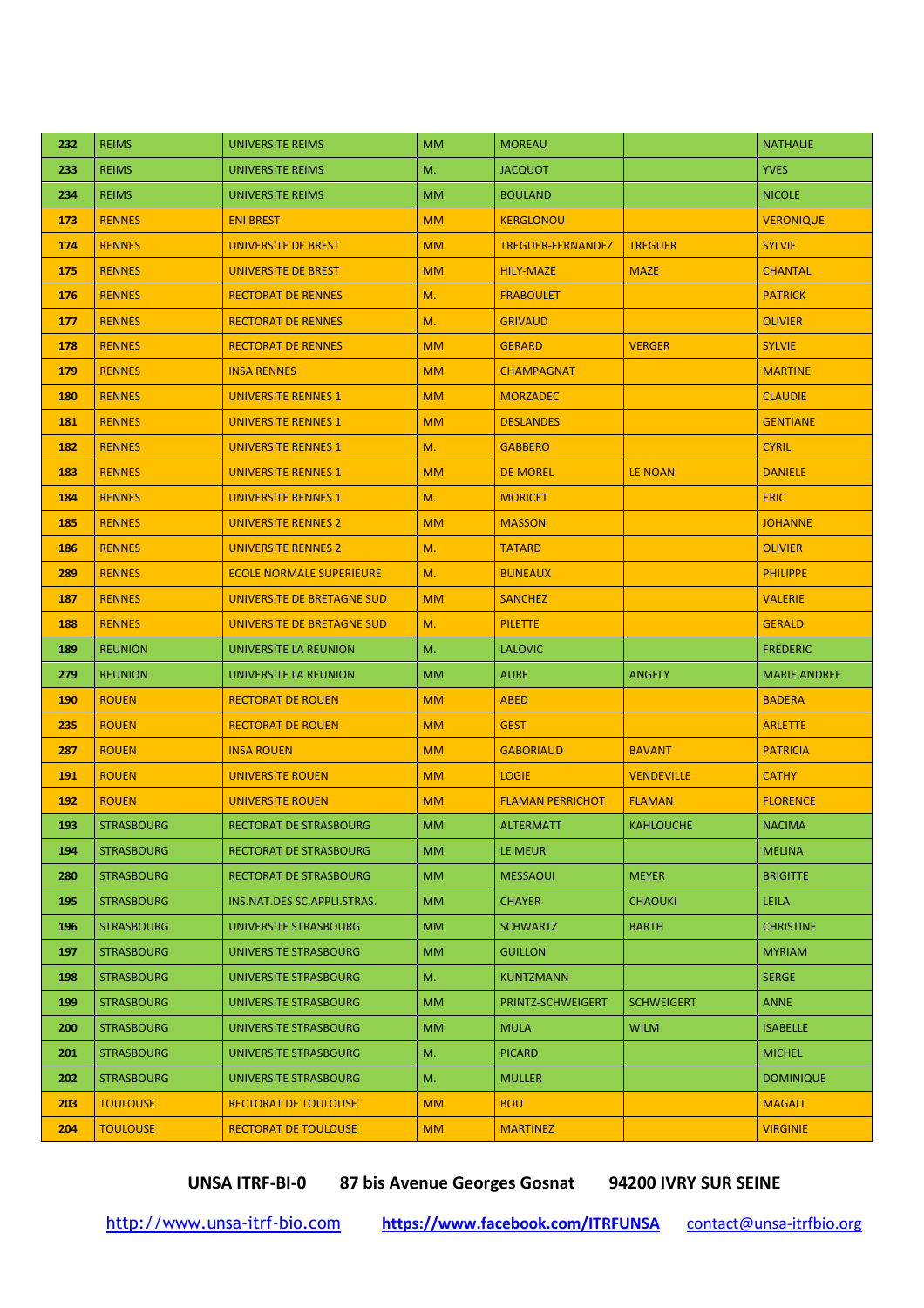| | | | | | | |
|---|---|---|---|---|---|---|
| **232** | REIMS | UNIVERSITE REIMS | MM | MOREAU | | NATHALIE |
| **233** | REIMS | UNIVERSITE REIMS | M. | JACQUOT | | YVES |
| **234** | REIMS | UNIVERSITE REIMS | MM | BOULAND | | NICOLE |
| **173** | RENNES | ENI BREST | MM | KERGLONOU | | VERONIQUE |
| **174** | RENNES | UNIVERSITE DE BREST | MM | TREGUER-FERNANDEZ | TREGUER | SYLVIE |
| **175** | RENNES | UNIVERSITE DE BREST | MM | HILY-MAZE | MAZE | CHANTAL |
| **176** | RENNES | RECTORAT DE RENNES | M. | FRABOULET | | PATRICK |
| **177** | RENNES | RECTORAT DE RENNES | M. | GRIVAUD | | OLIVIER |
| **178** | RENNES | RECTORAT DE RENNES | MM | GERARD | VERGER | SYLVIE |
| **179** | RENNES | INSA RENNES | MM | CHAMPAGNAT | | MARTINE |
| **180** | RENNES | UNIVERSITE RENNES 1 | MM | MORZADEC | | CLAUDIE |
| **181** | RENNES | UNIVERSITE RENNES 1 | MM | DESLANDES | | GENTIANE |
| **182** | RENNES | UNIVERSITE RENNES 1 | M. | GABBERO | | CYRIL |
| **183** | RENNES | UNIVERSITE RENNES 1 | MM | DE MOREL | LE NOAN | DANIELE |
| **184** | RENNES | UNIVERSITE RENNES 1 | M. | MORICET | | ERIC |
| **185** | RENNES | UNIVERSITE RENNES 2 | MM | MASSON | | JOHANNE |
| **186** | RENNES | UNIVERSITE RENNES 2 | M. | TATARD | | OLIVIER |
| **289** | RENNES | ECOLE NORMALE SUPERIEURE | M. | BUNEAUX | | PHILIPPE |
| **187** | RENNES | UNIVERSITE DE BRETAGNE SUD | MM | SANCHEZ | | VALERIE |
| **188** | RENNES | UNIVERSITE DE BRETAGNE SUD | M. | PILETTE | | GERALD |
| **189** | REUNION | UNIVERSITE LA REUNION | M. | LALOVIC | | FREDERIC |
| **279** | REUNION | UNIVERSITE LA REUNION | MM | AURE | ANGELY | MARIE ANDREE |
| **190** | ROUEN | RECTORAT DE ROUEN | MM | ABED | | BADERA |
| **235** | ROUEN | RECTORAT DE ROUEN | MM | GEST | | ARLETTE |
| **287** | ROUEN | INSA ROUEN | MM | GABORIAUD | BAVANT | PATRICIA |
| **191** | ROUEN | UNIVERSITE ROUEN | MM | LOGIE | VENDEVILLE | CATHY |
| **192** | ROUEN | UNIVERSITE ROUEN | MM | FLAMAN PERRICHOT | FLAMAN | FLORENCE |
| **193** | STRASBOURG | RECTORAT DE STRASBOURG | MM | ALTERMATT | KAHLOUCHE | NACIMA |
| **194** | STRASBOURG | RECTORAT DE STRASBOURG | MM | LE MEUR | | MELINA |
| **280** | STRASBOURG | RECTORAT DE STRASBOURG | MM | MESSAOUI | MEYER | BRIGITTE |
| **195** | STRASBOURG | INS.NAT.DES SC.APPLI.STRAS. | MM | CHAYER | CHAOUKI | LEILA |
| **196** | STRASBOURG | UNIVERSITE STRASBOURG | MM | SCHWARTZ | BARTH | CHRISTINE |
| **197** | STRASBOURG | UNIVERSITE STRASBOURG | MM | GUILLON | | MYRIAM |
| **198** | STRASBOURG | UNIVERSITE STRASBOURG | M. | KUNTZMANN | | SERGE |
| **199** | STRASBOURG | UNIVERSITE STRASBOURG | MM | PRINTZ-SCHWEIGERT | SCHWEIGERT | ANNE |
| **200** | STRASBOURG | UNIVERSITE STRASBOURG | MM | MULA | WILM | ISABELLE |
| **201** | STRASBOURG | UNIVERSITE STRASBOURG | M. | PICARD | | MICHEL |
| **202** | STRASBOURG | UNIVERSITE STRASBOURG | M. | MULLER | | DOMINIQUE |
| **203** | TOULOUSE | RECTORAT DE TOULOUSE | MM | BOU | | MAGALI |
| **204** | TOULOUSE | RECTORAT DE TOULOUSE | MM | MARTINEZ | | VIRGINIE |

**UNSA ITRF-BI-0 87 bis Avenue Georges Gosnat 94200 IVRY SUR SEINE**

http://www.unsa-itrf-bio.com **https://www.facebook.com/ITRFUNSA** contact@unsa-itrfbio.org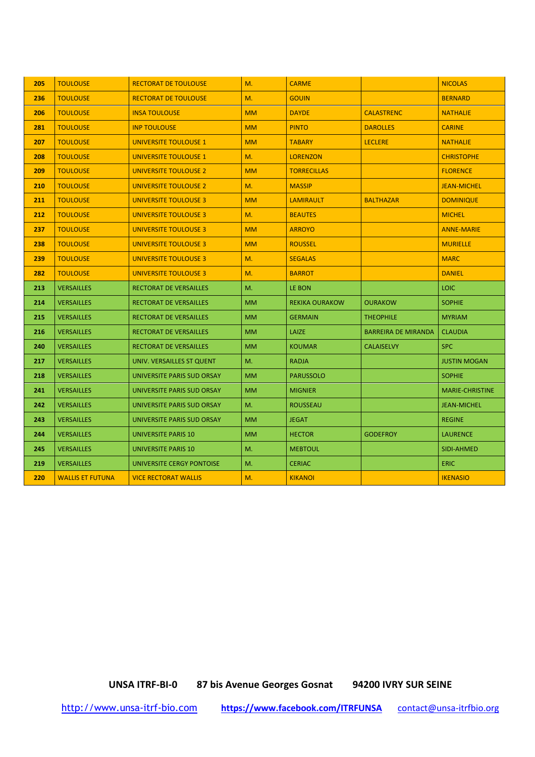| | | | | | | |
|---|---|---|---|---|---|---|
| 205 | TOULOUSE | RECTORAT DE TOULOUSE | M. | CARME | | NICOLAS |
| 236 | TOULOUSE | RECTORAT DE TOULOUSE | M. | GOUIN | | BERNARD |
| 206 | TOULOUSE | INSA TOULOUSE | MM | DAYDE | CALASTRENC | NATHALIE |
| 281 | TOULOUSE | INP TOULOUSE | MM | PINTO | DAROLLES | CARINE |
| 207 | TOULOUSE | UNIVERSITE TOULOUSE 1 | MM | TABARY | LECLERE | NATHALIE |
| 208 | TOULOUSE | UNIVERSITE TOULOUSE 1 | M. | LORENZON | | CHRISTOPHE |
| 209 | TOULOUSE | UNIVERSITE TOULOUSE 2 | MM | TORRECILLAS | | FLORENCE |
| 210 | TOULOUSE | UNIVERSITE TOULOUSE 2 | M. | MASSIP | | JEAN-MICHEL |
| 211 | TOULOUSE | UNIVERSITE TOULOUSE 3 | MM | LAMIRAULT | BALTHAZAR | DOMINIQUE |
| 212 | TOULOUSE | UNIVERSITE TOULOUSE 3 | M. | BEAUTES | | MICHEL |
| 237 | TOULOUSE | UNIVERSITE TOULOUSE 3 | MM | ARROYO | | ANNE-MARIE |
| 238 | TOULOUSE | UNIVERSITE TOULOUSE 3 | MM | ROUSSEL | | MURIELLE |
| 239 | TOULOUSE | UNIVERSITE TOULOUSE 3 | M. | SEGALAS | | MARC |
| 282 | TOULOUSE | UNIVERSITE TOULOUSE 3 | M. | BARROT | | DANIEL |
| 213 | VERSAILLES | RECTORAT DE VERSAILLES | M. | LE BON | | LOIC |
| 214 | VERSAILLES | RECTORAT DE VERSAILLES | MM | REKIKA OURAKOW | OURAKOW | SOPHIE |
| 215 | VERSAILLES | RECTORAT DE VERSAILLES | MM | GERMAIN | THEOPHILE | MYRIAM |
| 216 | VERSAILLES | RECTORAT DE VERSAILLES | MM | LAIZE | BARREIRA DE MIRANDA | CLAUDIA |
| 240 | VERSAILLES | RECTORAT DE VERSAILLES | MM | KOUMAR | CALAISELVY | SPC |
| 217 | VERSAILLES | UNIV. VERSAILLES ST QUENT | M. | RADJA | | JUSTIN MOGAN |
| 218 | VERSAILLES | UNIVERSITE PARIS SUD ORSAY | MM | PARUSSOLO | | SOPHIE |
| 241 | VERSAILLES | UNIVERSITE PARIS SUD ORSAY | MM | MIGNIER | | MARIE-CHRISTINE |
| 242 | VERSAILLES | UNIVERSITE PARIS SUD ORSAY | M. | ROUSSEAU | | JEAN-MICHEL |
| 243 | VERSAILLES | UNIVERSITE PARIS SUD ORSAY | MM | JEGAT | | REGINE |
| 244 | VERSAILLES | UNIVERSITE PARIS 10 | MM | HECTOR | GODEFROY | LAURENCE |
| 245 | VERSAILLES | UNIVERSITE PARIS 10 | M. | MEBTOUL | | SIDI-AHMED |
| 219 | VERSAILLES | UNIVERSITE CERGY PONTOISE | M. | CERIAC | | ERIC |
| 220 | WALLIS ET FUTUNA | VICE RECTORAT WALLIS | M. | KIKANOI | | IKENASIO |

**UNSA ITRF-BI-0 87 bis Avenue Georges Gosnat 94200 IVRY SUR SEINE**

http://www.unsa-itrf-bio.com **https://www.facebook.com/ITRFUNSA** contact@unsa-itrfbio.org